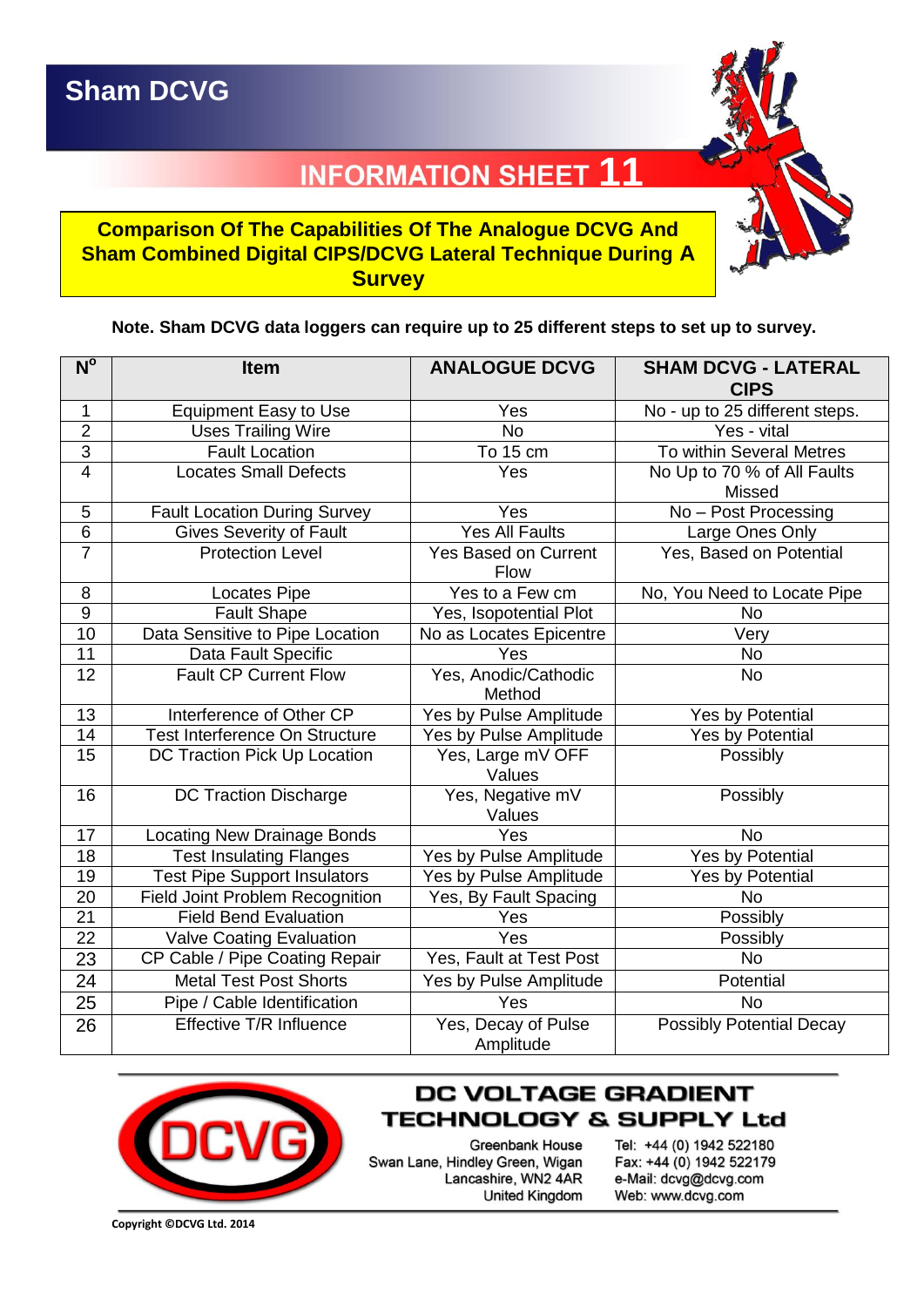# Sham DCVG

## INFORMATION SHEET 11

**Comparison Of The Capabilities Of The Analogue DCVG And Sham Combined Digital CIPS/DCVG Lateral Technique During A Survey**

**Note. Sham DCVG data loggers can require up to 25 different steps to set up to survey.**

| N$^o$ | Item | ANALOGUE DCVG | SHAM DCVG - LATERAL CIPS |
|---|---|---|---|
| 1 | Equipment Easy to Use | Yes | No - up to 25 different steps. |
| 2 | Uses Trailing Wire | No | Yes - vital |
| 3 | Fault Location | To 15 cm | To within Several Metres |
| 4 | Locates Small Defects | Yes | No Up to 70 % of All Faults Missed |
| 5 | Fault Location During Survey | Yes | No – Post Processing |
| 6 | Gives Severity of Fault | Yes All Faults | Large Ones Only |
| 7 | Protection Level | Yes Based on Current Flow | Yes, Based on Potential |
| 8 | Locates Pipe | Yes to a Few cm | No, You Need to Locate Pipe |
| 9 | Fault Shape | Yes, Isopotential Plot | No |
| 10 | Data Sensitive to Pipe Location | No as Locates Epicentre | Very |
| 11 | Data Fault Specific | Yes | No |
| 12 | Fault CP Current Flow | Yes, Anodic/Cathodic Method | No |
| 13 | Interference of Other CP | Yes by Pulse Amplitude | Yes by Potential |
| 14 | Test Interference On Structure | Yes by Pulse Amplitude | Yes by Potential |
| 15 | DC Traction Pick Up Location | Yes, Large mV OFF Values | Possibly |
| 16 | DC Traction Discharge | Yes, Negative mV Values | Possibly |
| 17 | Locating New Drainage Bonds | Yes | No |
| 18 | Test Insulating Flanges | Yes by Pulse Amplitude | Yes by Potential |
| 19 | Test Pipe Support Insulators | Yes by Pulse Amplitude | Yes by Potential |
| 20 | Field Joint Problem Recognition | Yes, By Fault Spacing | No |
| 21 | Field Bend Evaluation | Yes | Possibly |
| 22 | Valve Coating Evaluation | Yes | Possibly |
| 23 | CP Cable / Pipe Coating Repair | Yes, Fault at Test Post | No |
| 24 | Metal Test Post Shorts | Yes by Pulse Amplitude | Potential |
| 25 | Pipe / Cable Identification | Yes | No |
| 26 | Effective T/R Influence | Yes, Decay of Pulse Amplitude | Possibly Potential Decay |

**DC VOLTAGE GRADIENT TECHNOLOGY & SUPPLY Ltd**

Greenbank House
Swan Lane, Hindley Green, Wigan
Lancashire, WN2 4AR
United Kingdom

Tel: +44 (0) 1942 522180
Fax: +44 (0) 1942 522179
e-Mail: dcvg@dcvg.com
Web: www.dcvg.com

Copyright ©DCVG Ltd. 2014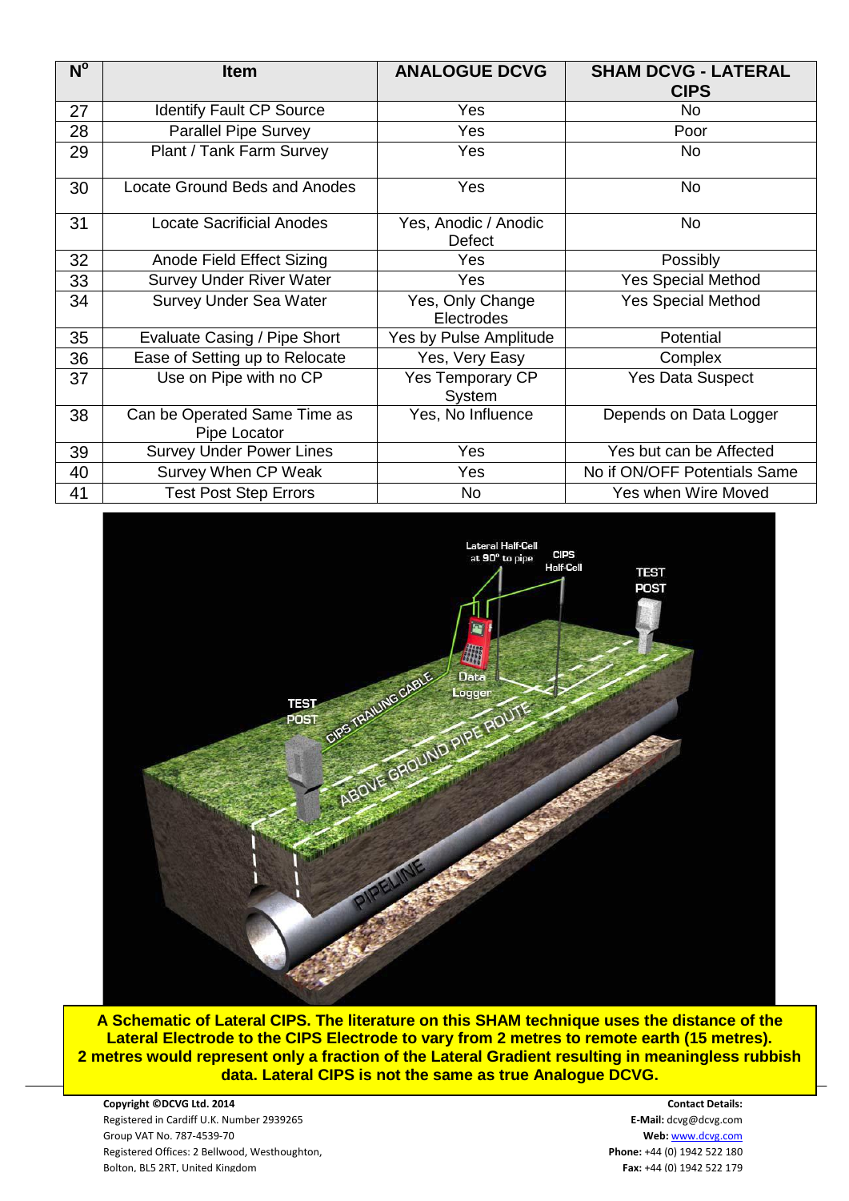| Nº | Item | ANALOGUE DCVG | SHAM DCVG - LATERAL CIPS |
|---|---|---|---|
| 27 | Identify Fault CP Source | Yes | No |
| 28 | Parallel Pipe Survey | Yes | Poor |
| 29 | Plant / Tank Farm Survey | Yes | No |
| 30 | Locate Ground Beds and Anodes | Yes | No |
| 31 | Locate Sacrificial Anodes | Yes, Anodic / Anodic Defect | No |
| 32 | Anode Field Effect Sizing | Yes | Possibly |
| 33 | Survey Under River Water | Yes | Yes Special Method |
| 34 | Survey Under Sea Water | Yes, Only Change Electrodes | Yes Special Method |
| 35 | Evaluate Casing / Pipe Short | Yes by Pulse Amplitude | Potential |
| 36 | Ease of Setting up to Relocate | Yes, Very Easy | Complex |
| 37 | Use on Pipe with no CP | Yes Temporary CP System | Yes Data Suspect |
| 38 | Can be Operated Same Time as Pipe Locator | Yes, No Influence | Depends on Data Logger |
| 39 | Survey Under Power Lines | Yes | Yes but can be Affected |
| 40 | Survey When CP Weak | Yes | No if ON/OFF Potentials Same |
| 41 | Test Post Step Errors | No | Yes when Wire Moved |

**A Schematic of Lateral CIPS. The literature on this SHAM technique uses the distance of the Lateral Electrode to the CIPS Electrode to vary from 2 metres to remote earth (15 metres). 2 metres would represent only a fraction of the Lateral Gradient resulting in meaningless rubbish data. Lateral CIPS is not the same as true Analogue DCVG.**

**Copyright ©DCVG Ltd. 2014**
Registered in Cardiff U.K. Number 2939265
Group VAT No. 787-4539-70
Registered Offices: 2 Bellwood, Westhoughton, Bolton, BL5 2RT, United Kingdom

**Contact Details:**
**E-Mail:** dcvg@dcvg.com
**Web:** www.dcvg.com
**Phone:** +44 (0) 1942 522 180
**Fax:** +44 (0) 1942 522 179